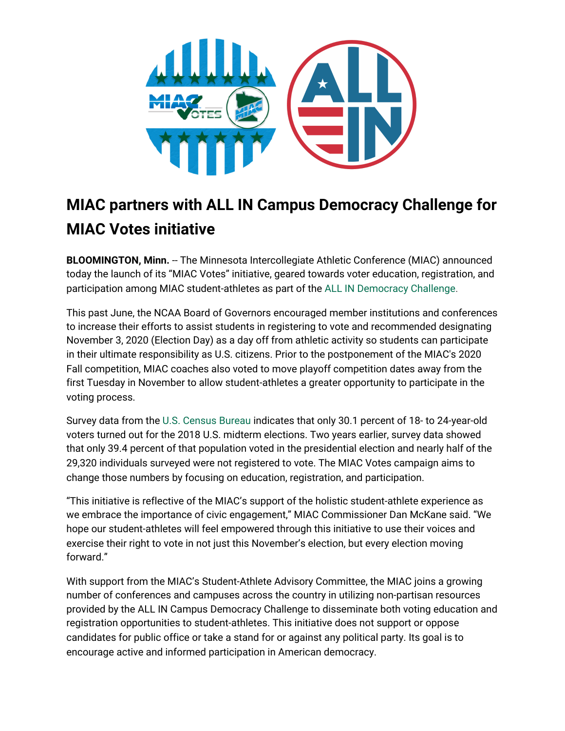# MIAC partners with ALL IN Campus Democracy Challenge for MIAC Votes initiative

**BLOOMINGTON, Minn.** -- The Minnesota Intercollegiate Athletic Conference (MIAC) announced today the launch of its "MIAC Votes" initiative, geared towards voter education, registration, and participation among MIAC student-athletes as part of the ALL IN Democracy Challenge.

This past June, the NCAA Board of Governors encouraged member institutions and conferences to increase their efforts to assist students in registering to vote and recommended designating November 3, 2020 (Election Day) as a day off from athletic activity so students can participate in their ultimate responsibility as U.S. citizens. Prior to the postponement of the MIAC's 2020 Fall competition, MIAC coaches also voted to move playoff competition dates away from the first Tuesday in November to allow student-athletes a greater opportunity to participate in the voting process.

Survey data from the U.S. Census Bureau indicates that only 30.1 percent of 18- to 24-year-old voters turned out for the 2018 U.S. midterm elections. Two years earlier, survey data showed that only 39.4 percent of that population voted in the presidential election and nearly half of the 29,320 individuals surveyed were not registered to vote. The MIAC Votes campaign aims to change those numbers by focusing on education, registration, and participation.

"This initiative is reflective of the MIAC's support of the holistic student-athlete experience as we embrace the importance of civic engagement," MIAC Commissioner Dan McKane said. "We hope our student-athletes will feel empowered through this initiative to use their voices and exercise their right to vote in not just this November's election, but every election moving forward."

With support from the MIAC's Student-Athlete Advisory Committee, the MIAC joins a growing number of conferences and campuses across the country in utilizing non-partisan resources provided by the ALL IN Campus Democracy Challenge to disseminate both voting education and registration opportunities to student-athletes. This initiative does not support or oppose candidates for public office or take a stand for or against any political party. Its goal is to encourage active and informed participation in American democracy.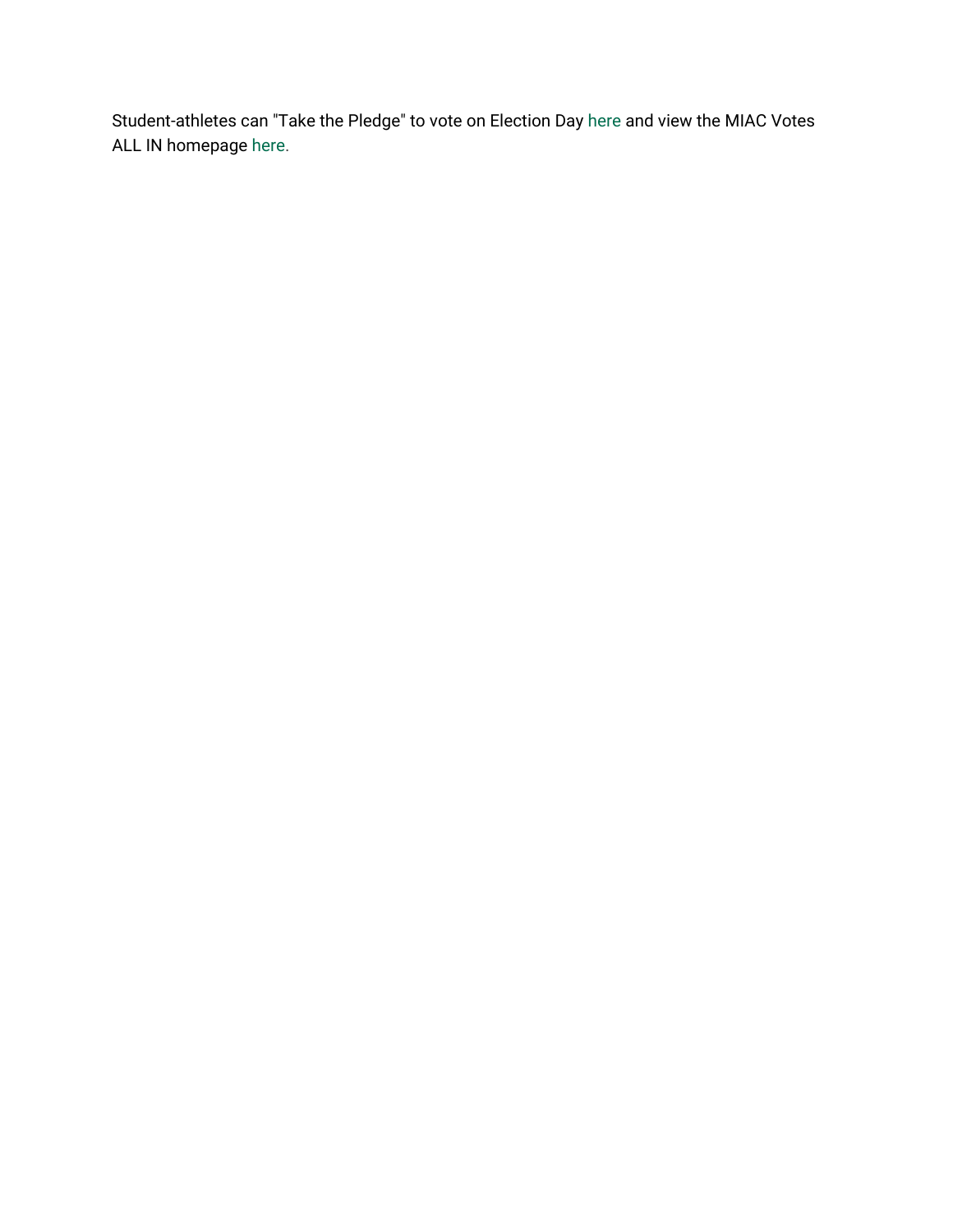Student-athletes can "Take the Pledge" to vote on Election Day here and view the MIAC Votes ALL IN homepage here.